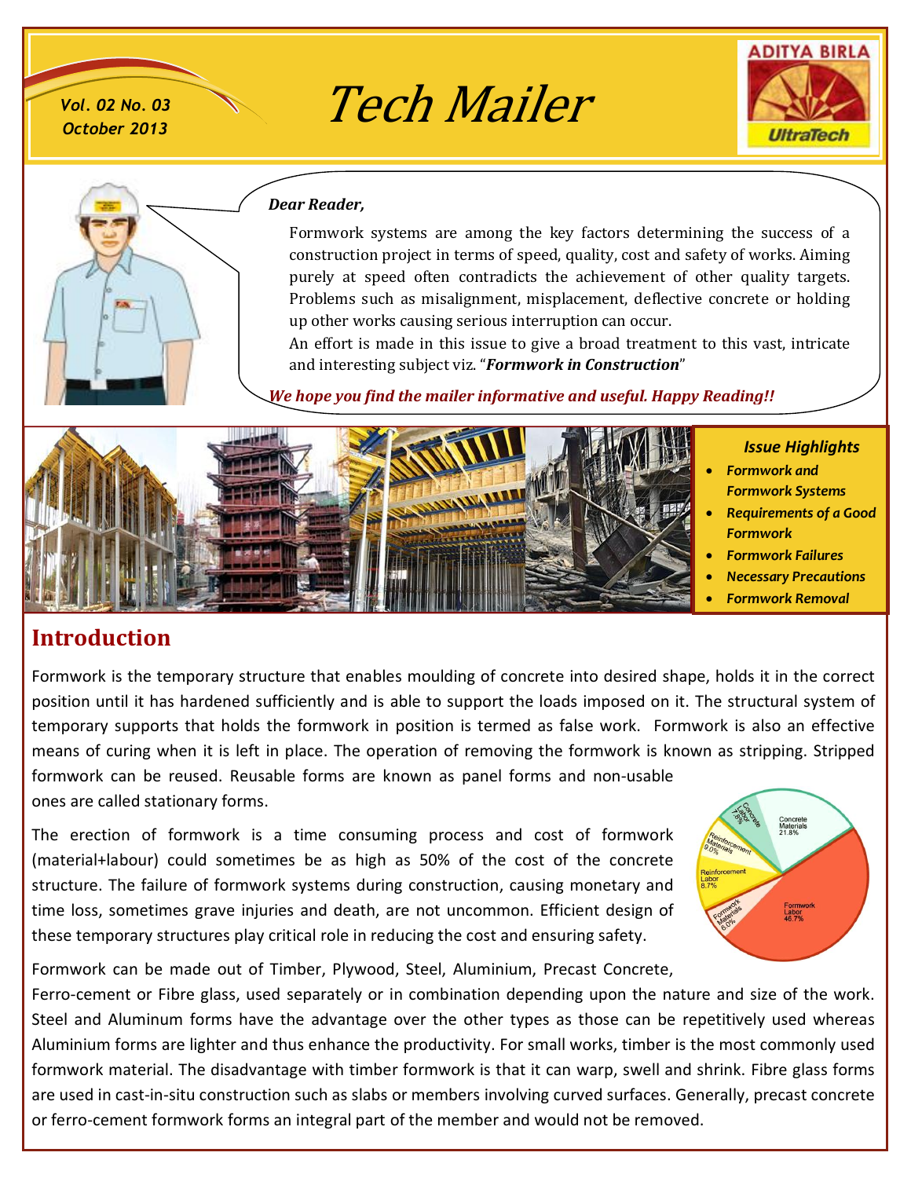Vol. 02 No. 03
October 2013

# Tech Mailer

***Dear Reader,***

Formwork systems are among the key factors determining the success of a construction project in terms of speed, quality, cost and safety of works. Aiming purely at speed often contradicts the achievement of other quality targets. Problems such as misalignment, misplacement, deflective concrete or holding up other works causing serious interruption can occur.

An effort is made in this issue to give a broad treatment to this vast, intricate and interesting subject viz. "***Formwork in Construction***"

***We hope you find the mailer informative and useful. Happy Reading!!***

***Issue Highlights***

- ***Formwork and Formwork Systems***
- ***Requirements of a Good Formwork***
- ***Formwork Failures***
- ***Necessary Precautions***
- ***Formwork Removal***

## Introduction

Formwork is the temporary structure that enables moulding of concrete into desired shape, holds it in the correct position until it has hardened sufficiently and is able to support the loads imposed on it. The structural system of temporary supports that holds the formwork in position is termed as false work. Formwork is also an effective means of curing when it is left in place. The operation of removing the formwork is known as stripping. Stripped formwork can be reused. Reusable forms are known as panel forms and non-usable ones are called stationary forms.

The erection of formwork is a time consuming process and cost of formwork (material+labour) could sometimes be as high as 50% of the cost of the concrete structure. The failure of formwork systems during construction, causing monetary and time loss, sometimes grave injuries and death, are not uncommon. Efficient design of these temporary structures play critical role in reducing the cost and ensuring safety.

Concrete Materials 21.8%; Concrete Labor 7.8%; Reinforcement Materials 9.0%; Reinforcement Labor 8.7%; Formwork Materials 6.0%; Formwork Labor 46.7%

Formwork can be made out of Timber, Plywood, Steel, Aluminium, Precast Concrete, Ferro-cement or Fibre glass, used separately or in combination depending upon the nature and size of the work. Steel and Aluminum forms have the advantage over the other types as those can be repetitively used whereas Aluminium forms are lighter and thus enhance the productivity. For small works, timber is the most commonly used formwork material. The disadvantage with timber formwork is that it can warp, swell and shrink. Fibre glass forms are used in cast-in-situ construction such as slabs or members involving curved surfaces. Generally, precast concrete or ferro-cement formwork forms an integral part of the member and would not be removed.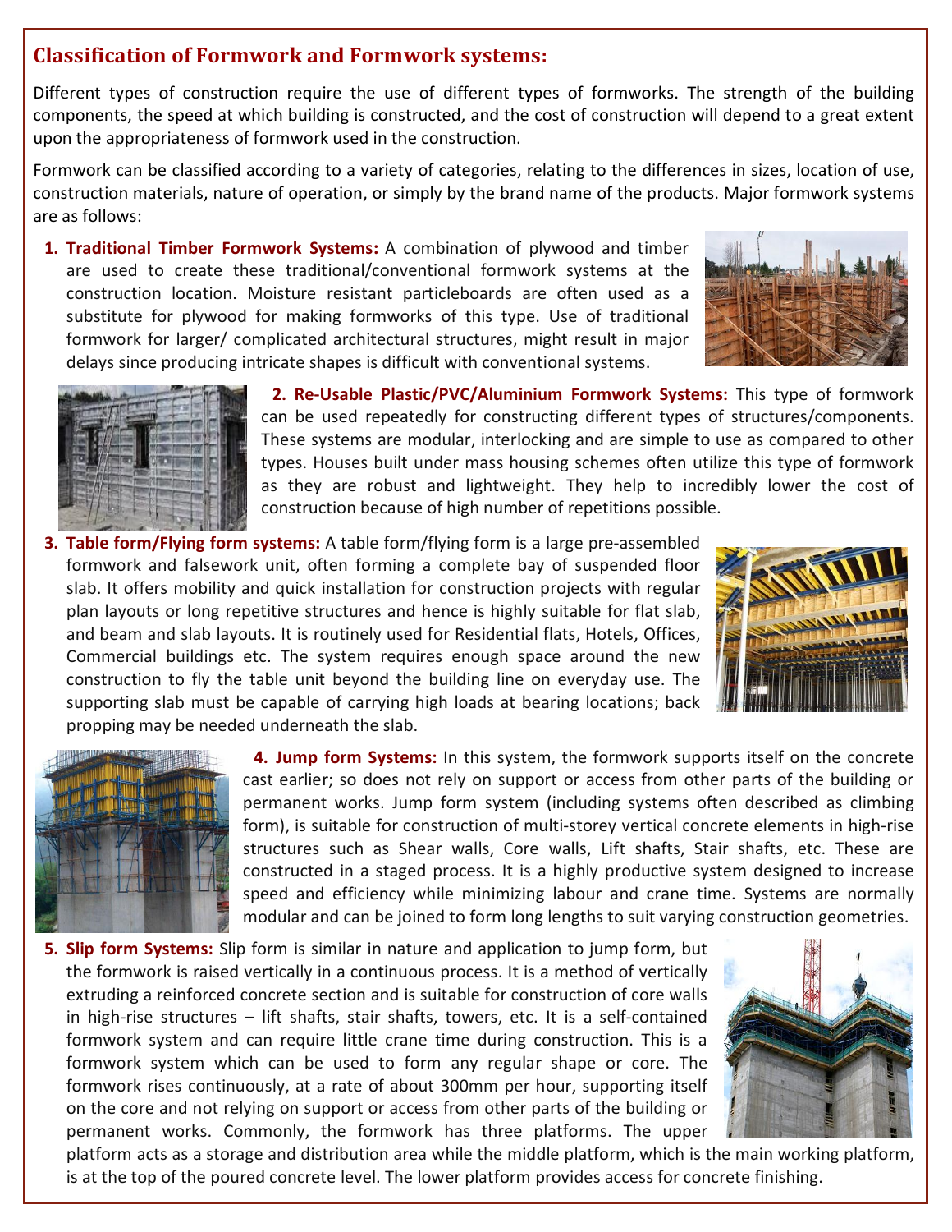## Classification of Formwork and Formwork systems:

Different types of construction require the use of different types of formworks. The strength of the building components, the speed at which building is constructed, and the cost of construction will depend to a great extent upon the appropriateness of formwork used in the construction.

Formwork can be classified according to a variety of categories, relating to the differences in sizes, location of use, construction materials, nature of operation, or simply by the brand name of the products. Major formwork systems are as follows:

1. **Traditional Timber Formwork Systems:** A combination of plywood and timber are used to create these traditional/conventional formwork systems at the construction location. Moisture resistant particleboards are often used as a substitute for plywood for making formworks of this type. Use of traditional formwork for larger/ complicated architectural structures, might result in major delays since producing intricate shapes is difficult with conventional systems.

2. **Re-Usable Plastic/PVC/Aluminium Formwork Systems:** This type of formwork can be used repeatedly for constructing different types of structures/components. These systems are modular, interlocking and are simple to use as compared to other types. Houses built under mass housing schemes often utilize this type of formwork as they are robust and lightweight. They help to incredibly lower the cost of construction because of high number of repetitions possible.

3. **Table form/Flying form systems:** A table form/flying form is a large pre-assembled formwork and falsework unit, often forming a complete bay of suspended floor slab. It offers mobility and quick installation for construction projects with regular plan layouts or long repetitive structures and hence is highly suitable for flat slab, and beam and slab layouts. It is routinely used for Residential flats, Hotels, Offices, Commercial buildings etc. The system requires enough space around the new construction to fly the table unit beyond the building line on everyday use. The supporting slab must be capable of carrying high loads at bearing locations; back propping may be needed underneath the slab.

4. **Jump form Systems:** In this system, the formwork supports itself on the concrete cast earlier; so does not rely on support or access from other parts of the building or permanent works. Jump form system (including systems often described as climbing form), is suitable for construction of multi-storey vertical concrete elements in high-rise structures such as Shear walls, Core walls, Lift shafts, Stair shafts, etc. These are constructed in a staged process. It is a highly productive system designed to increase speed and efficiency while minimizing labour and crane time. Systems are normally modular and can be joined to form long lengths to suit varying construction geometries.

5. **Slip form Systems:** Slip form is similar in nature and application to jump form, but the formwork is raised vertically in a continuous process. It is a method of vertically extruding a reinforced concrete section and is suitable for construction of core walls in high-rise structures – lift shafts, stair shafts, towers, etc. It is a self-contained formwork system and can require little crane time during construction. This is a formwork system which can be used to form any regular shape or core. The formwork rises continuously, at a rate of about 300mm per hour, supporting itself on the core and not relying on support or access from other parts of the building or permanent works. Commonly, the formwork has three platforms. The upper platform acts as a storage and distribution area while the middle platform, which is the main working platform, is at the top of the poured concrete level. The lower platform provides access for concrete finishing.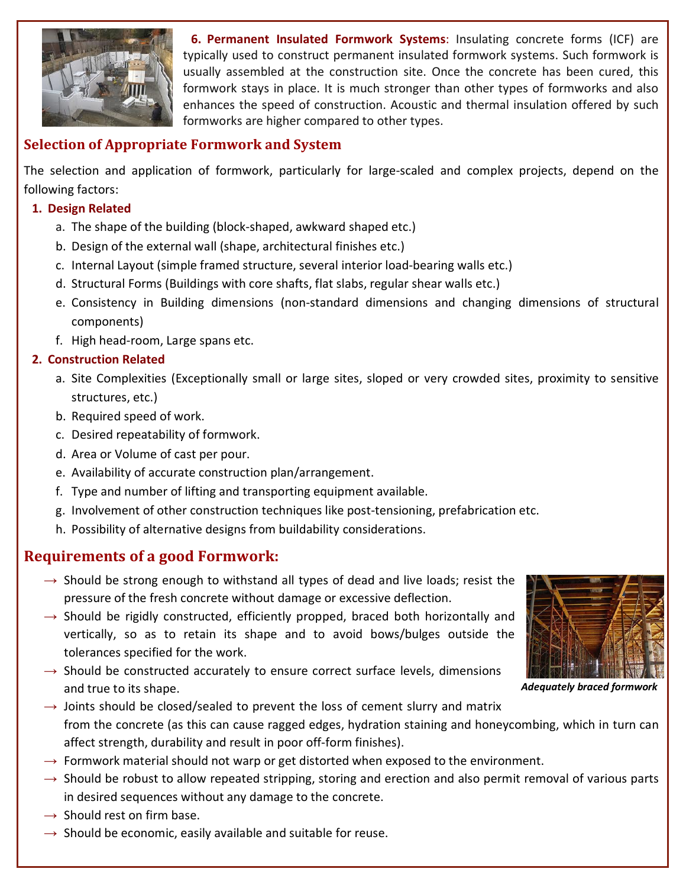**6. Permanent Insulated Formwork Systems**: Insulating concrete forms (ICF) are typically used to construct permanent insulated formwork systems. Such formwork is usually assembled at the construction site. Once the concrete has been cured, this formwork stays in place. It is much stronger than other types of formworks and also enhances the speed of construction. Acoustic and thermal insulation offered by such formworks are higher compared to other types.

## Selection of Appropriate Formwork and System

The selection and application of formwork, particularly for large-scaled and complex projects, depend on the following factors:

1. **Design Related**
   a. The shape of the building (block-shaped, awkward shaped etc.)
   b. Design of the external wall (shape, architectural finishes etc.)
   c. Internal Layout (simple framed structure, several interior load-bearing walls etc.)
   d. Structural Forms (Buildings with core shafts, flat slabs, regular shear walls etc.)
   e. Consistency in Building dimensions (non-standard dimensions and changing dimensions of structural components)
   f. High head-room, Large spans etc.
2. **Construction Related**
   a. Site Complexities (Exceptionally small or large sites, sloped or very crowded sites, proximity to sensitive structures, etc.)
   b. Required speed of work.
   c. Desired repeatability of formwork.
   d. Area or Volume of cast per pour.
   e. Availability of accurate construction plan/arrangement.
   f. Type and number of lifting and transporting equipment available.
   g. Involvement of other construction techniques like post-tensioning, prefabrication etc.
   h. Possibility of alternative designs from buildability considerations.

## Requirements of a good Formwork:

- → Should be strong enough to withstand all types of dead and live loads; resist the pressure of the fresh concrete without damage or excessive deflection.
- → Should be rigidly constructed, efficiently propped, braced both horizontally and vertically, so as to retain its shape and to avoid bows/bulges outside the tolerances specified for the work.
- → Should be constructed accurately to ensure correct surface levels, dimensions and true to its shape.
- → Joints should be closed/sealed to prevent the loss of cement slurry and matrix from the concrete (as this can cause ragged edges, hydration staining and honeycombing, which in turn can affect strength, durability and result in poor off-form finishes).
- → Formwork material should not warp or get distorted when exposed to the environment.
- → Should be robust to allow repeated stripping, storing and erection and also permit removal of various parts in desired sequences without any damage to the concrete.
- → Should rest on firm base.
- → Should be economic, easily available and suitable for reuse.

***Adequately braced formwork***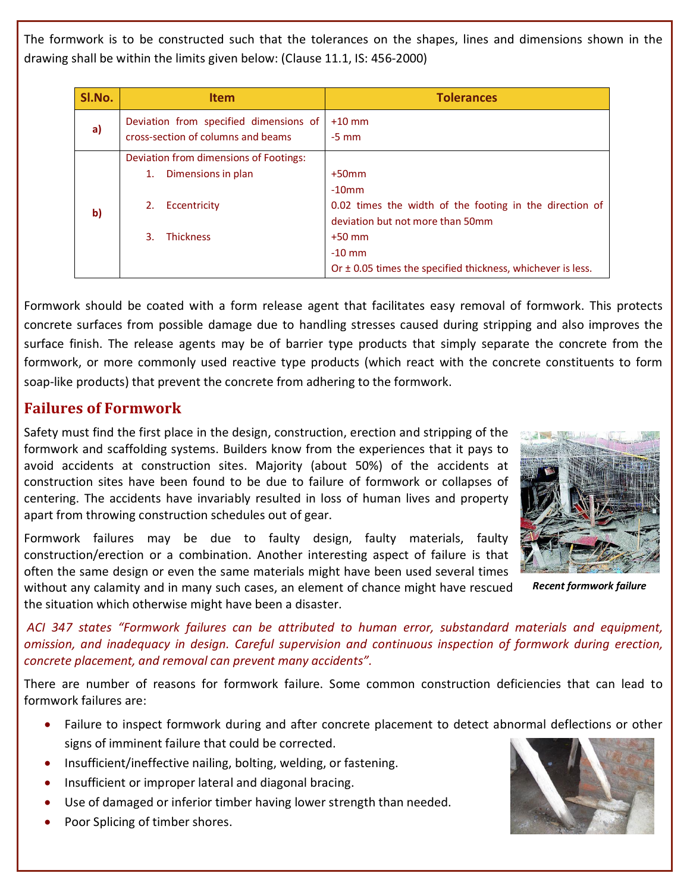The formwork is to be constructed such that the tolerances on the shapes, lines and dimensions shown in the drawing shall be within the limits given below: (Clause 11.1, IS: 456-2000)

| Sl.No. | Item | Tolerances |
|---|---|---|
| a) | Deviation from specified dimensions of cross-section of columns and beams | +10 mm<br>-5 mm |
| b) | Deviation from dimensions of Footings:<br>1. Dimensions in plan<br>2. Eccentricity<br>3. Thickness | <br>+50mm<br>-10mm<br>0.02 times the width of the footing in the direction of deviation but not more than 50mm<br>+50 mm<br>-10 mm<br>Or ± 0.05 times the specified thickness, whichever is less. |

Formwork should be coated with a form release agent that facilitates easy removal of formwork. This protects concrete surfaces from possible damage due to handling stresses caused during stripping and also improves the surface finish. The release agents may be of barrier type products that simply separate the concrete from the formwork, or more commonly used reactive type products (which react with the concrete constituents to form soap-like products) that prevent the concrete from adhering to the formwork.

## Failures of Formwork

Safety must find the first place in the design, construction, erection and stripping of the formwork and scaffolding systems. Builders know from the experiences that it pays to avoid accidents at construction sites. Majority (about 50%) of the accidents at construction sites have been found to be due to failure of formwork or collapses of centering. The accidents have invariably resulted in loss of human lives and property apart from throwing construction schedules out of gear.

Formwork failures may be due to faulty design, faulty materials, faulty construction/erection or a combination. Another interesting aspect of failure is that often the same design or even the same materials might have been used several times without any calamity and in many such cases, an element of chance might have rescued the situation which otherwise might have been a disaster.

***Recent formwork failure***

*ACI 347 states "Formwork failures can be attributed to human error, substandard materials and equipment, omission, and inadequacy in design. Careful supervision and continuous inspection of formwork during erection, concrete placement, and removal can prevent many accidents".*

There are number of reasons for formwork failure. Some common construction deficiencies that can lead to formwork failures are:

- Failure to inspect formwork during and after concrete placement to detect abnormal deflections or other signs of imminent failure that could be corrected.
- Insufficient/ineffective nailing, bolting, welding, or fastening.
- Insufficient or improper lateral and diagonal bracing.
- Use of damaged or inferior timber having lower strength than needed.
- Poor Splicing of timber shores.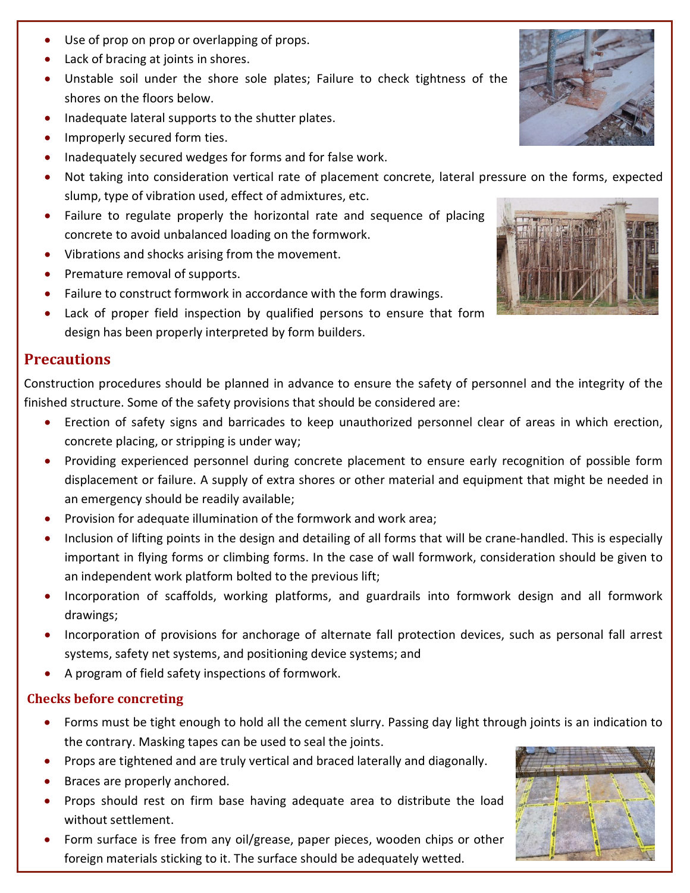- Use of prop on prop or overlapping of props.
- Lack of bracing at joints in shores.
- Unstable soil under the shore sole plates; Failure to check tightness of the shores on the floors below.
- Inadequate lateral supports to the shutter plates.
- Improperly secured form ties.
- Inadequately secured wedges for forms and for false work.
- Not taking into consideration vertical rate of placement concrete, lateral pressure on the forms, expected slump, type of vibration used, effect of admixtures, etc.
- Failure to regulate properly the horizontal rate and sequence of placing concrete to avoid unbalanced loading on the formwork.
- Vibrations and shocks arising from the movement.
- Premature removal of supports.
- Failure to construct formwork in accordance with the form drawings.
- Lack of proper field inspection by qualified persons to ensure that form design has been properly interpreted by form builders.

## Precautions

Construction procedures should be planned in advance to ensure the safety of personnel and the integrity of the finished structure. Some of the safety provisions that should be considered are:

- Erection of safety signs and barricades to keep unauthorized personnel clear of areas in which erection, concrete placing, or stripping is under way;
- Providing experienced personnel during concrete placement to ensure early recognition of possible form displacement or failure. A supply of extra shores or other material and equipment that might be needed in an emergency should be readily available;
- Provision for adequate illumination of the formwork and work area;
- Inclusion of lifting points in the design and detailing of all forms that will be crane-handled. This is especially important in flying forms or climbing forms. In the case of wall formwork, consideration should be given to an independent work platform bolted to the previous lift;
- Incorporation of scaffolds, working platforms, and guardrails into formwork design and all formwork drawings;
- Incorporation of provisions for anchorage of alternate fall protection devices, such as personal fall arrest systems, safety net systems, and positioning device systems; and
- A program of field safety inspections of formwork.

### Checks before concreting

- Forms must be tight enough to hold all the cement slurry. Passing day light through joints is an indication to the contrary. Masking tapes can be used to seal the joints.
- Props are tightened and are truly vertical and braced laterally and diagonally.
- Braces are properly anchored.
- Props should rest on firm base having adequate area to distribute the load without settlement.
- Form surface is free from any oil/grease, paper pieces, wooden chips or other foreign materials sticking to it. The surface should be adequately wetted.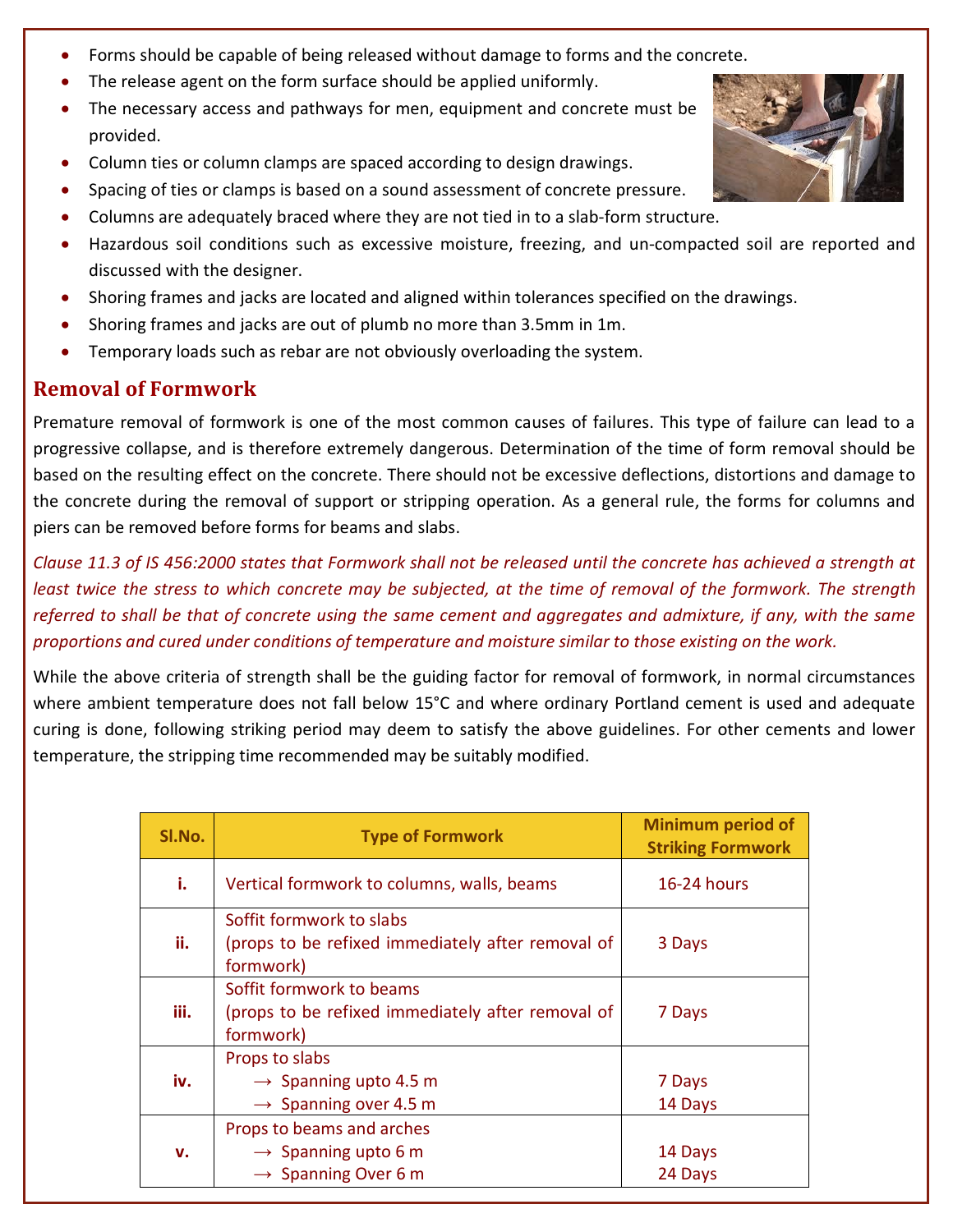- Forms should be capable of being released without damage to forms and the concrete.
- The release agent on the form surface should be applied uniformly.
- The necessary access and pathways for men, equipment and concrete must be provided.
- Column ties or column clamps are spaced according to design drawings.
- Spacing of ties or clamps is based on a sound assessment of concrete pressure.
- Columns are adequately braced where they are not tied in to a slab-form structure.
- Hazardous soil conditions such as excessive moisture, freezing, and un-compacted soil are reported and discussed with the designer.
- Shoring frames and jacks are located and aligned within tolerances specified on the drawings.
- Shoring frames and jacks are out of plumb no more than 3.5mm in 1m.
- Temporary loads such as rebar are not obviously overloading the system.

## Removal of Formwork

Premature removal of formwork is one of the most common causes of failures. This type of failure can lead to a progressive collapse, and is therefore extremely dangerous. Determination of the time of form removal should be based on the resulting effect on the concrete. There should not be excessive deflections, distortions and damage to the concrete during the removal of support or stripping operation. As a general rule, the forms for columns and piers can be removed before forms for beams and slabs.

*Clause 11.3 of IS 456:2000 states that Formwork shall not be released until the concrete has achieved a strength at least twice the stress to which concrete may be subjected, at the time of removal of the formwork. The strength referred to shall be that of concrete using the same cement and aggregates and admixture, if any, with the same proportions and cured under conditions of temperature and moisture similar to those existing on the work.*

While the above criteria of strength shall be the guiding factor for removal of formwork, in normal circumstances where ambient temperature does not fall below 15°C and where ordinary Portland cement is used and adequate curing is done, following striking period may deem to satisfy the above guidelines. For other cements and lower temperature, the stripping time recommended may be suitably modified.

| Sl.No. | Type of Formwork | Minimum period of Striking Formwork |
|---|---|---|
| i. | Vertical formwork to columns, walls, beams | 16-24 hours |
| ii. | Soffit formwork to slabs (props to be refixed immediately after removal of formwork) | 3 Days |
| iii. | Soffit formwork to beams (props to be refixed immediately after removal of formwork) | 7 Days |
| iv. | Props to slabs<br>→ Spanning upto 4.5 m<br>→ Spanning over 4.5 m | <br>7 Days<br>14 Days |
| v. | Props to beams and arches<br>→ Spanning upto 6 m<br>→ Spanning Over 6 m | <br>14 Days<br>24 Days |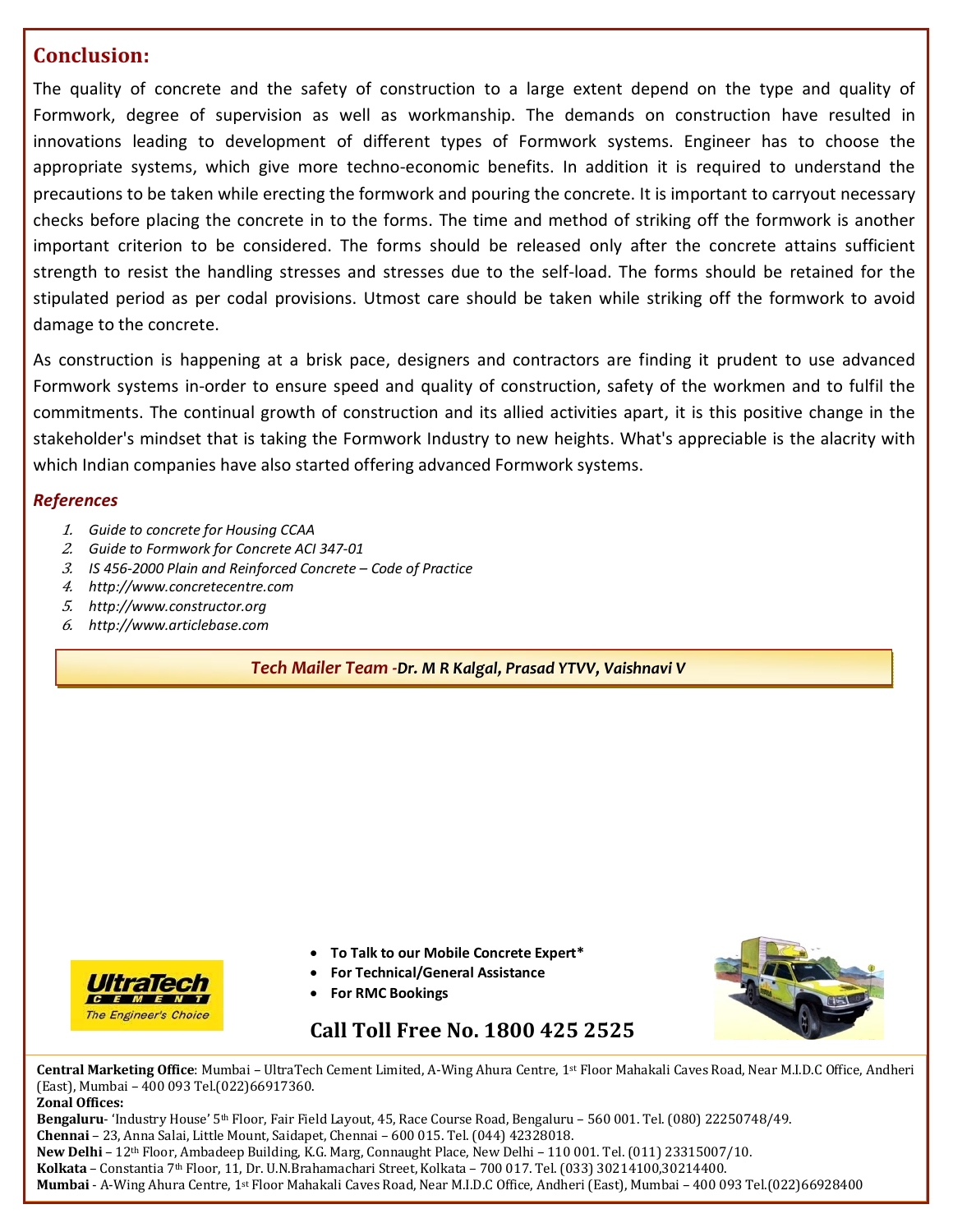## Conclusion:

The quality of concrete and the safety of construction to a large extent depend on the type and quality of Formwork, degree of supervision as well as workmanship. The demands on construction have resulted in innovations leading to development of different types of Formwork systems. Engineer has to choose the appropriate systems, which give more techno-economic benefits. In addition it is required to understand the precautions to be taken while erecting the formwork and pouring the concrete. It is important to carryout necessary checks before placing the concrete in to the forms. The time and method of striking off the formwork is another important criterion to be considered. The forms should be released only after the concrete attains sufficient strength to resist the handling stresses and stresses due to the self-load. The forms should be retained for the stipulated period as per codal provisions. Utmost care should be taken while striking off the formwork to avoid damage to the concrete.

As construction is happening at a brisk pace, designers and contractors are finding it prudent to use advanced Formwork systems in-order to ensure speed and quality of construction, safety of the workmen and to fulfil the commitments. The continual growth of construction and its allied activities apart, it is this positive change in the stakeholder's mindset that is taking the Formwork Industry to new heights. What's appreciable is the alacrity with which Indian companies have also started offering advanced Formwork systems.

### *References*

1. *Guide to concrete for Housing CCAA*
2. *Guide to Formwork for Concrete ACI 347-01*
3. *IS 456-2000 Plain and Reinforced Concrete – Code of Practice*
4. *http://www.concretecentre.com*
5. *http://www.constructor.org*
6. *http://www.articlebase.com*

***Tech Mailer Team -Dr. M R Kalgal, Prasad YTVV, Vaishnavi V***

UltraTech CEMENT
The Engineer's Choice

- **To Talk to our Mobile Concrete Expert***
- **For Technical/General Assistance**
- **For RMC Bookings**

**Call Toll Free No. 1800 425 2525**

**Central Marketing Office**: Mumbai – UltraTech Cement Limited, A-Wing Ahura Centre, 1st Floor Mahakali Caves Road, Near M.I.D.C Office, Andheri (East), Mumbai – 400 093 Tel.(022)66917360.

**Zonal Offices:**

**Bengaluru**- 'Industry House' 5th Floor, Fair Field Layout, 45, Race Course Road, Bengaluru – 560 001. Tel. (080) 22250748/49.

**Chennai** – 23, Anna Salai, Little Mount, Saidapet, Chennai – 600 015. Tel. (044) 42328018.

**New Delhi** – 12th Floor, Ambadeep Building, K.G. Marg, Connaught Place, New Delhi – 110 001. Tel. (011) 23315007/10.

**Kolkata** – Constantia 7th Floor, 11, Dr. U.N.Brahamachari Street, Kolkata – 700 017. Tel. (033) 30214100,30214400.

**Mumbai** - A-Wing Ahura Centre, 1st Floor Mahakali Caves Road, Near M.I.D.C Office, Andheri (East), Mumbai – 400 093 Tel.(022)66928400